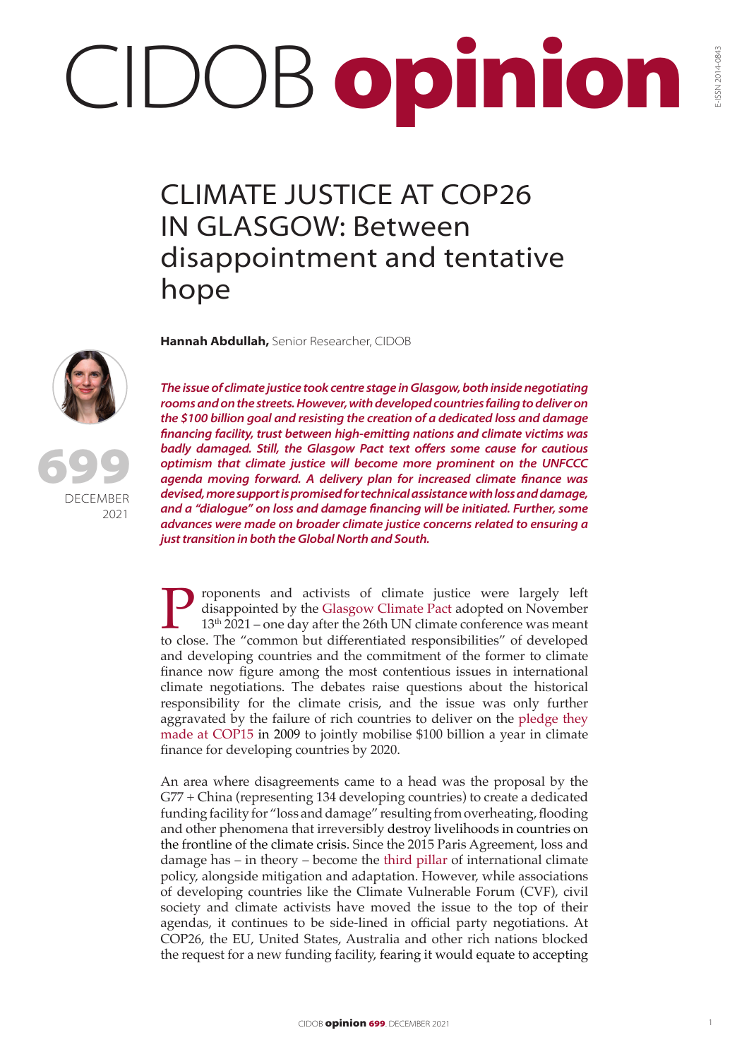# CLIMATE JUSTICE AT COP26 IN GLASGOW: Between disappointment and tentative hope

**Hannah Abdullah,** Senior Researcher, CIDOB

699

DECEMBER 2021

***The issue of climate justice took centre stage in Glasgow, both inside negotiating rooms and on the streets. However, with developed countries failing to deliver on the $100 billion goal and resisting the creation of a dedicated loss and damage financing facility, trust between high-emitting nations and climate victims was badly damaged. Still, the Glasgow Pact text offers some cause for cautious optimism that climate justice will become more prominent on the UNFCCC agenda moving forward. A delivery plan for increased climate finance was devised, more support is promised for technical assistance with loss and damage, and a "dialogue" on loss and damage financing will be initiated. Further, some advances were made on broader climate justice concerns related to ensuring a just transition in both the Global North and South.***

Proponents and activists of climate justice were largely left disappointed by the Glasgow Climate Pact adopted on November 13th 2021 – one day after the 26th UN climate conference was meant to close. The "common but differentiated responsibilities" of developed and developing countries and the commitment of the former to climate finance now figure among the most contentious issues in international climate negotiations. The debates raise questions about the historical responsibility for the climate crisis, and the issue was only further aggravated by the failure of rich countries to deliver on the pledge they made at COP15 in 2009 to jointly mobilise $100 billion a year in climate finance for developing countries by 2020.

An area where disagreements came to a head was the proposal by the G77 + China (representing 134 developing countries) to create a dedicated funding facility for "loss and damage" resulting from overheating, flooding and other phenomena that irreversibly destroy livelihoods in countries on the frontline of the climate crisis. Since the 2015 Paris Agreement, loss and damage has – in theory – become the third pillar of international climate policy, alongside mitigation and adaptation. However, while associations of developing countries like the Climate Vulnerable Forum (CVF), civil society and climate activists have moved the issue to the top of their agendas, it continues to be side-lined in official party negotiations. At COP26, the EU, United States, Australia and other rich nations blocked the request for a new funding facility, fearing it would equate to accepting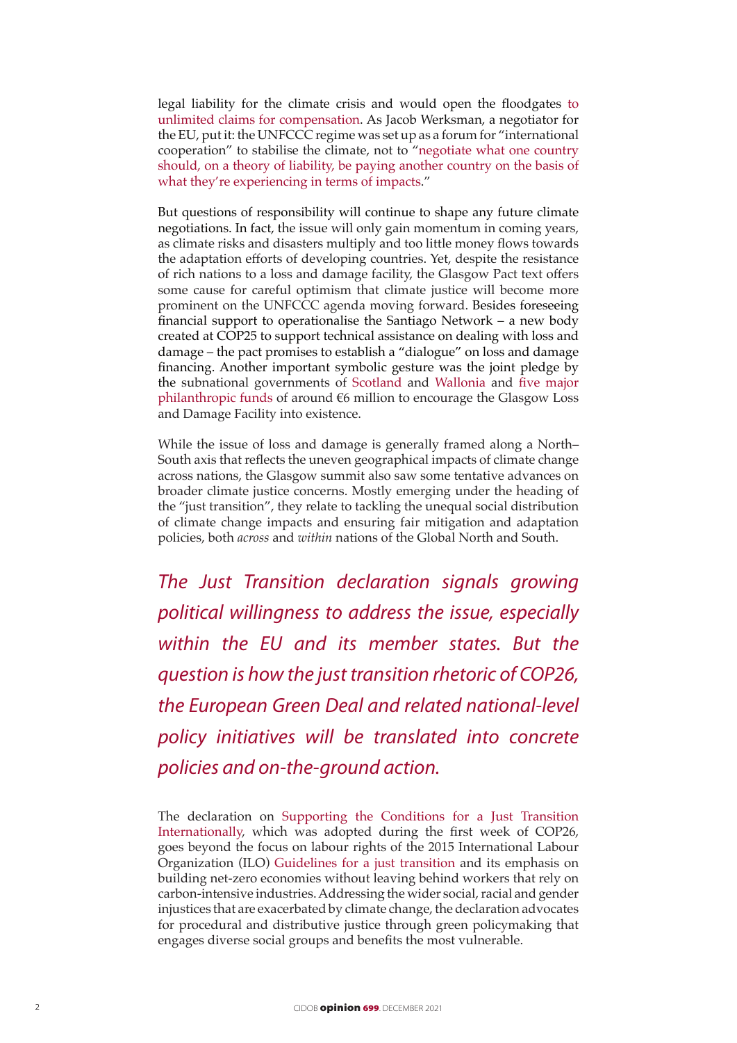legal liability for the climate crisis and would open the floodgates to unlimited claims for compensation. As Jacob Werksman, a negotiator for the EU, put it: the UNFCCC regime was set up as a forum for "international cooperation" to stabilise the climate, not to "negotiate what one country should, on a theory of liability, be paying another country on the basis of what they're experiencing in terms of impacts."

But questions of responsibility will continue to shape any future climate negotiations. In fact, the issue will only gain momentum in coming years, as climate risks and disasters multiply and too little money flows towards the adaptation efforts of developing countries. Yet, despite the resistance of rich nations to a loss and damage facility, the Glasgow Pact text offers some cause for careful optimism that climate justice will become more prominent on the UNFCCC agenda moving forward. Besides foreseeing financial support to operationalise the Santiago Network – a new body created at COP25 to support technical assistance on dealing with loss and damage – the pact promises to establish a "dialogue" on loss and damage financing. Another important symbolic gesture was the joint pledge by the subnational governments of Scotland and Wallonia and five major philanthropic funds of around €6 million to encourage the Glasgow Loss and Damage Facility into existence.

While the issue of loss and damage is generally framed along a North–South axis that reflects the uneven geographical impacts of climate change across nations, the Glasgow summit also saw some tentative advances on broader climate justice concerns. Mostly emerging under the heading of the "just transition", they relate to tackling the unequal social distribution of climate change impacts and ensuring fair mitigation and adaptation policies, both *across* and *within* nations of the Global North and South.

*The Just Transition declaration signals growing political willingness to address the issue, especially within the EU and its member states. But the question is how the just transition rhetoric of COP26, the European Green Deal and related national-level policy initiatives will be translated into concrete policies and on-the-ground action.*

The declaration on Supporting the Conditions for a Just Transition Internationally, which was adopted during the first week of COP26, goes beyond the focus on labour rights of the 2015 International Labour Organization (ILO) Guidelines for a just transition and its emphasis on building net-zero economies without leaving behind workers that rely on carbon-intensive industries. Addressing the wider social, racial and gender injustices that are exacerbated by climate change, the declaration advocates for procedural and distributive justice through green policymaking that engages diverse social groups and benefits the most vulnerable.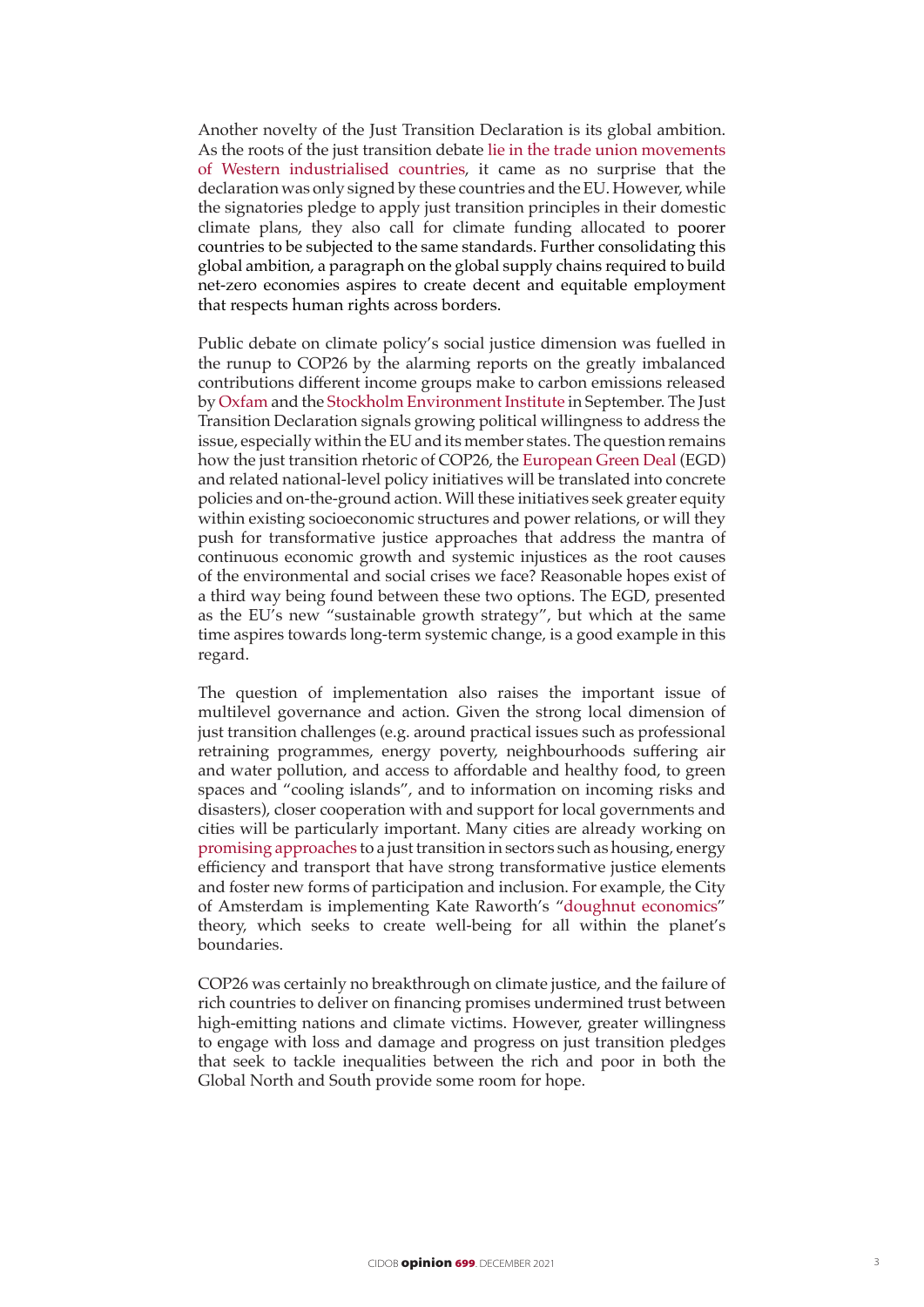Another novelty of the Just Transition Declaration is its global ambition. As the roots of the just transition debate lie in the trade union movements of Western industrialised countries, it came as no surprise that the declaration was only signed by these countries and the EU. However, while the signatories pledge to apply just transition principles in their domestic climate plans, they also call for climate funding allocated to poorer countries to be subjected to the same standards. Further consolidating this global ambition, a paragraph on the global supply chains required to build net-zero economies aspires to create decent and equitable employment that respects human rights across borders.

Public debate on climate policy's social justice dimension was fuelled in the runup to COP26 by the alarming reports on the greatly imbalanced contributions different income groups make to carbon emissions released by Oxfam and the Stockholm Environment Institute in September. The Just Transition Declaration signals growing political willingness to address the issue, especially within the EU and its member states. The question remains how the just transition rhetoric of COP26, the European Green Deal (EGD) and related national-level policy initiatives will be translated into concrete policies and on-the-ground action. Will these initiatives seek greater equity within existing socioeconomic structures and power relations, or will they push for transformative justice approaches that address the mantra of continuous economic growth and systemic injustices as the root causes of the environmental and social crises we face? Reasonable hopes exist of a third way being found between these two options. The EGD, presented as the EU's new "sustainable growth strategy", but which at the same time aspires towards long-term systemic change, is a good example in this regard.

The question of implementation also raises the important issue of multilevel governance and action. Given the strong local dimension of just transition challenges (e.g. around practical issues such as professional retraining programmes, energy poverty, neighbourhoods suffering air and water pollution, and access to affordable and healthy food, to green spaces and "cooling islands", and to information on incoming risks and disasters), closer cooperation with and support for local governments and cities will be particularly important. Many cities are already working on promising approaches to a just transition in sectors such as housing, energy efficiency and transport that have strong transformative justice elements and foster new forms of participation and inclusion. For example, the City of Amsterdam is implementing Kate Raworth's "doughnut economics" theory, which seeks to create well-being for all within the planet's boundaries.

COP26 was certainly no breakthrough on climate justice, and the failure of rich countries to deliver on financing promises undermined trust between high-emitting nations and climate victims. However, greater willingness to engage with loss and damage and progress on just transition pledges that seek to tackle inequalities between the rich and poor in both the Global North and South provide some room for hope.